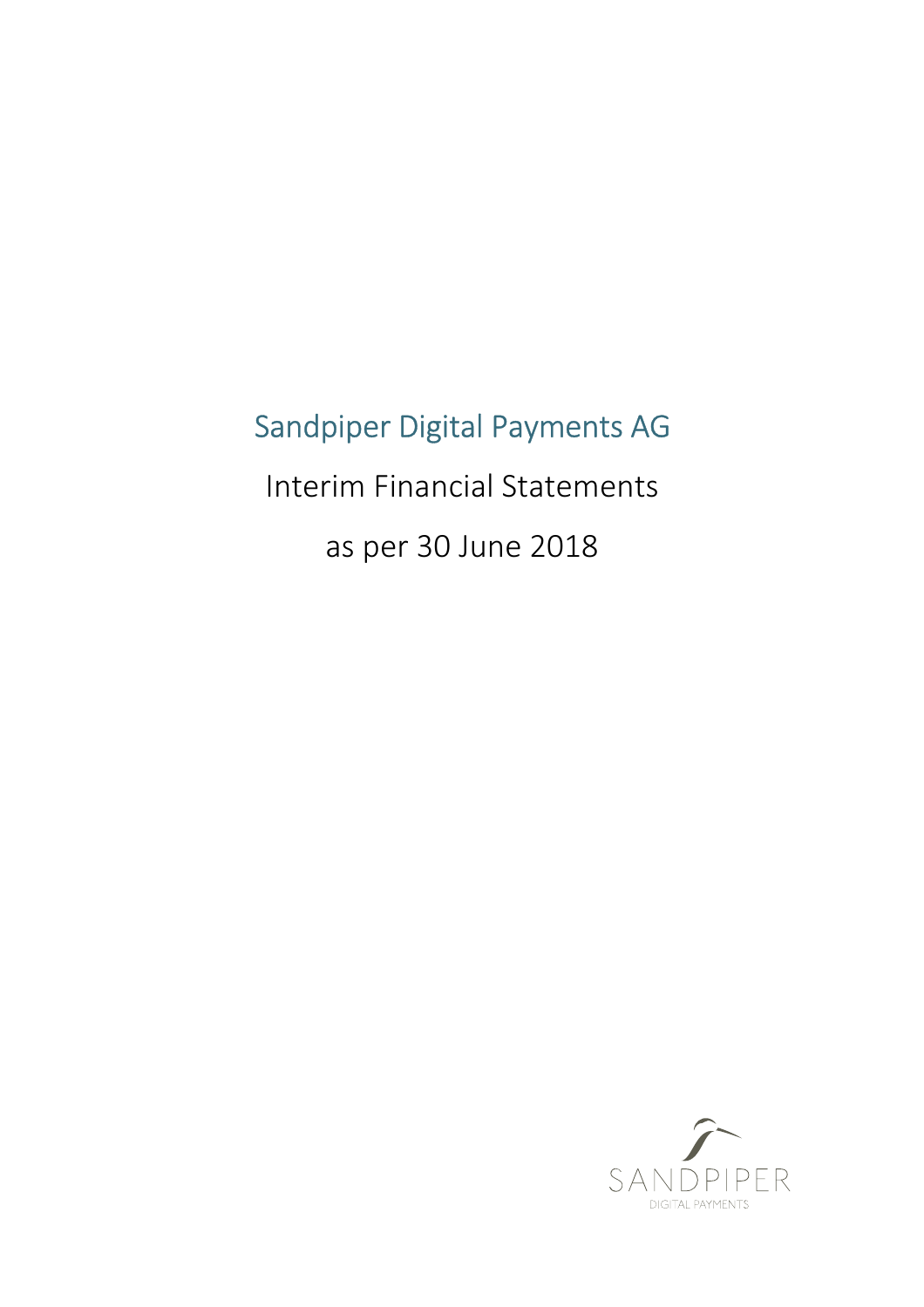# Sandpiper Digital Payments AG

Interim Financial Statements

as per 30 June 2018

SANDPIPER
DIGITAL PAYMENTS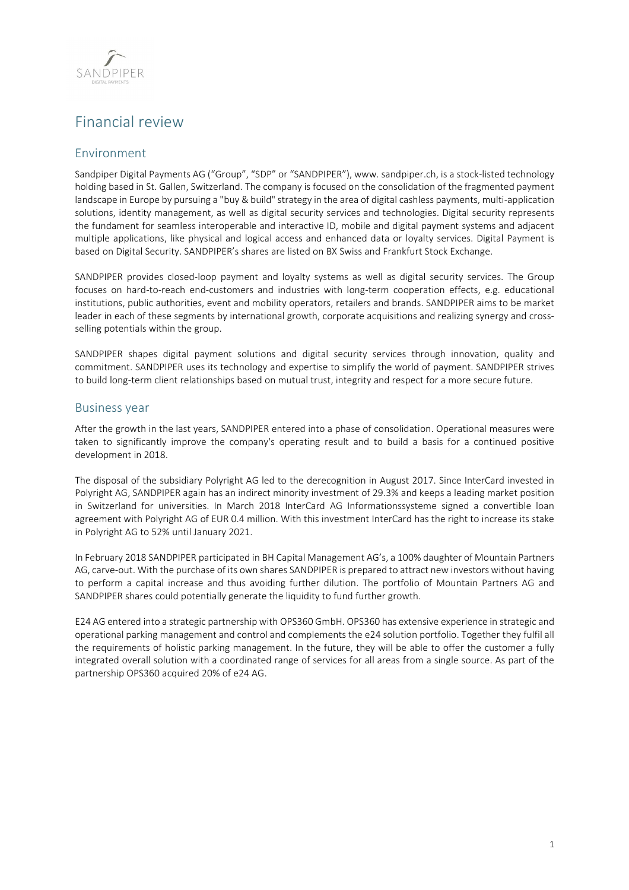# Financial review

## Environment

Sandpiper Digital Payments AG ("Group", "SDP" or "SANDPIPER"), www. sandpiper.ch, is a stock-listed technology holding based in St. Gallen, Switzerland. The company is focused on the consolidation of the fragmented payment landscape in Europe by pursuing a "buy & build" strategy in the area of digital cashless payments, multi-application solutions, identity management, as well as digital security services and technologies. Digital security represents the fundament for seamless interoperable and interactive ID, mobile and digital payment systems and adjacent multiple applications, like physical and logical access and enhanced data or loyalty services. Digital Payment is based on Digital Security. SANDPIPER's shares are listed on BX Swiss and Frankfurt Stock Exchange.

SANDPIPER provides closed-loop payment and loyalty systems as well as digital security services. The Group focuses on hard-to-reach end-customers and industries with long-term cooperation effects, e.g. educational institutions, public authorities, event and mobility operators, retailers and brands. SANDPIPER aims to be market leader in each of these segments by international growth, corporate acquisitions and realizing synergy and cross-selling potentials within the group.

SANDPIPER shapes digital payment solutions and digital security services through innovation, quality and commitment. SANDPIPER uses its technology and expertise to simplify the world of payment. SANDPIPER strives to build long-term client relationships based on mutual trust, integrity and respect for a more secure future.

## Business year

After the growth in the last years, SANDPIPER entered into a phase of consolidation. Operational measures were taken to significantly improve the company's operating result and to build a basis for a continued positive development in 2018.

The disposal of the subsidiary Polyright AG led to the derecognition in August 2017. Since InterCard invested in Polyright AG, SANDPIPER again has an indirect minority investment of 29.3% and keeps a leading market position in Switzerland for universities. In March 2018 InterCard AG Informationssysteme signed a convertible loan agreement with Polyright AG of EUR 0.4 million. With this investment InterCard has the right to increase its stake in Polyright AG to 52% until January 2021.

In February 2018 SANDPIPER participated in BH Capital Management AG's, a 100% daughter of Mountain Partners AG, carve-out. With the purchase of its own shares SANDPIPER is prepared to attract new investors without having to perform a capital increase and thus avoiding further dilution. The portfolio of Mountain Partners AG and SANDPIPER shares could potentially generate the liquidity to fund further growth.

E24 AG entered into a strategic partnership with OPS360 GmbH. OPS360 has extensive experience in strategic and operational parking management and control and complements the e24 solution portfolio. Together they fulfil all the requirements of holistic parking management. In the future, they will be able to offer the customer a fully integrated overall solution with a coordinated range of services for all areas from a single source. As part of the partnership OPS360 acquired 20% of e24 AG.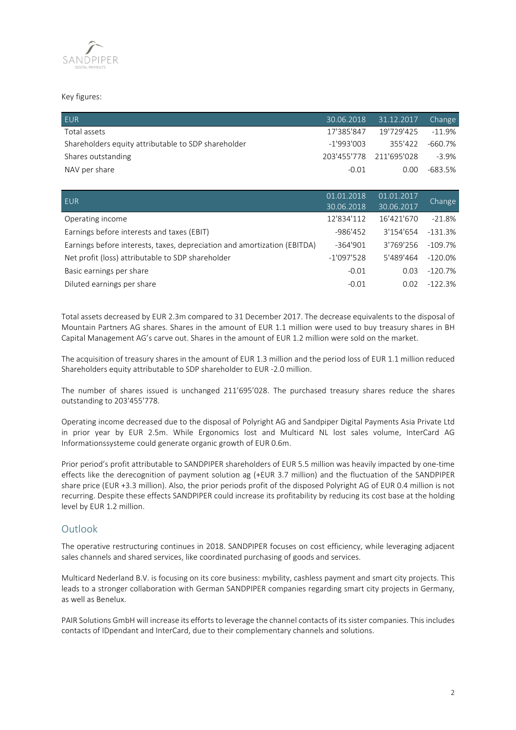Key figures:

| EUR | 30.06.2018 | 31.12.2017 | Change |
|---|---|---|---|
| Total assets | 17'385'847 | 19'729'425 | -11.9% |
| Shareholders equity attributable to SDP shareholder | -1'993'003 | 355'422 | -660.7% |
| Shares outstanding | 203'455'778 | 211'695'028 | -3.9% |
| NAV per share | -0.01 | 0.00 | -683.5% |

| EUR | 01.01.2018 30.06.2018 | 01.01.2017 30.06.2017 | Change |
|---|---|---|---|
| Operating income | 12'834'112 | 16'421'670 | -21.8% |
| Earnings before interests and taxes (EBIT) | -986'452 | 3'154'654 | -131.3% |
| Earnings before interests, taxes, depreciation and amortization (EBITDA) | -364'901 | 3'769'256 | -109.7% |
| Net profit (loss) attributable to SDP shareholder | -1'097'528 | 5'489'464 | -120.0% |
| Basic earnings per share | -0.01 | 0.03 | -120.7% |
| Diluted earnings per share | -0.01 | 0.02 | -122.3% |

Total assets decreased by EUR 2.3m compared to 31 December 2017. The decrease equivalents to the disposal of Mountain Partners AG shares. Shares in the amount of EUR 1.1 million were used to buy treasury shares in BH Capital Management AG's carve out. Shares in the amount of EUR 1.2 million were sold on the market.

The acquisition of treasury shares in the amount of EUR 1.3 million and the period loss of EUR 1.1 million reduced Shareholders equity attributable to SDP shareholder to EUR -2.0 million.

The number of shares issued is unchanged 211'695'028. The purchased treasury shares reduce the shares outstanding to 203'455'778.

Operating income decreased due to the disposal of Polyright AG and Sandpiper Digital Payments Asia Private Ltd in prior year by EUR 2.5m. While Ergonomics lost and Multicard NL lost sales volume, InterCard AG Informationssysteme could generate organic growth of EUR 0.6m.

Prior period's profit attributable to SANDPIPER shareholders of EUR 5.5 million was heavily impacted by one-time effects like the derecognition of payment solution ag (+EUR 3.7 million) and the fluctuation of the SANDPIPER share price (EUR +3.3 million). Also, the prior periods profit of the disposed Polyright AG of EUR 0.4 million is not recurring. Despite these effects SANDPIPER could increase its profitability by reducing its cost base at the holding level by EUR 1.2 million.

## Outlook

The operative restructuring continues in 2018. SANDPIPER focuses on cost efficiency, while leveraging adjacent sales channels and shared services, like coordinated purchasing of goods and services.

Multicard Nederland B.V. is focusing on its core business: mybility, cashless payment and smart city projects. This leads to a stronger collaboration with German SANDPIPER companies regarding smart city projects in Germany, as well as Benelux.

PAIR Solutions GmbH will increase its efforts to leverage the channel contacts of its sister companies. This includes contacts of IDpendant and InterCard, due to their complementary channels and solutions.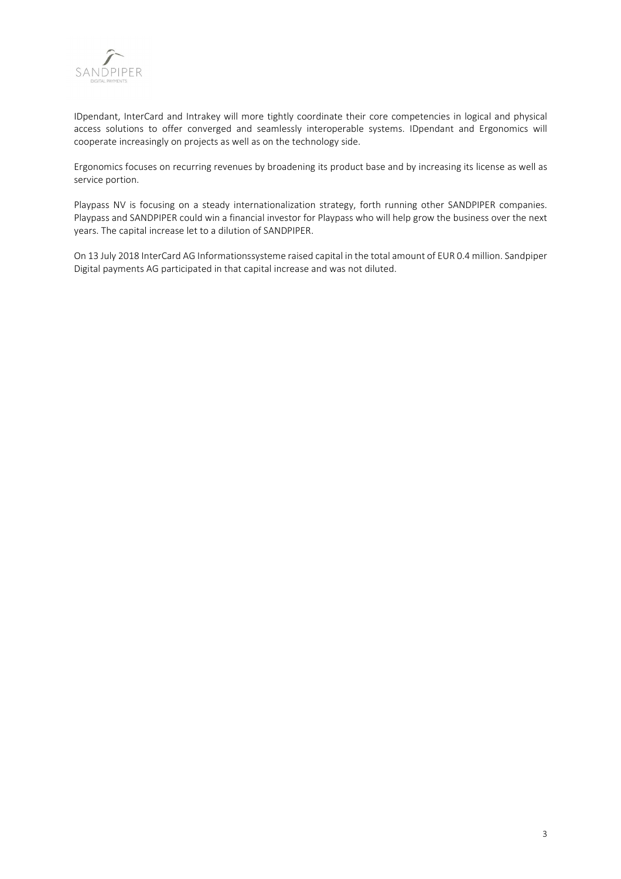IDpendant, InterCard and Intrakey will more tightly coordinate their core competencies in logical and physical access solutions to offer converged and seamlessly interoperable systems. IDpendant and Ergonomics will cooperate increasingly on projects as well as on the technology side.

Ergonomics focuses on recurring revenues by broadening its product base and by increasing its license as well as service portion.

Playpass NV is focusing on a steady internationalization strategy, forth running other SANDPIPER companies. Playpass and SANDPIPER could win a financial investor for Playpass who will help grow the business over the next years. The capital increase let to a dilution of SANDPIPER.

On 13 July 2018 InterCard AG Informationssysteme raised capital in the total amount of EUR 0.4 million. Sandpiper Digital payments AG participated in that capital increase and was not diluted.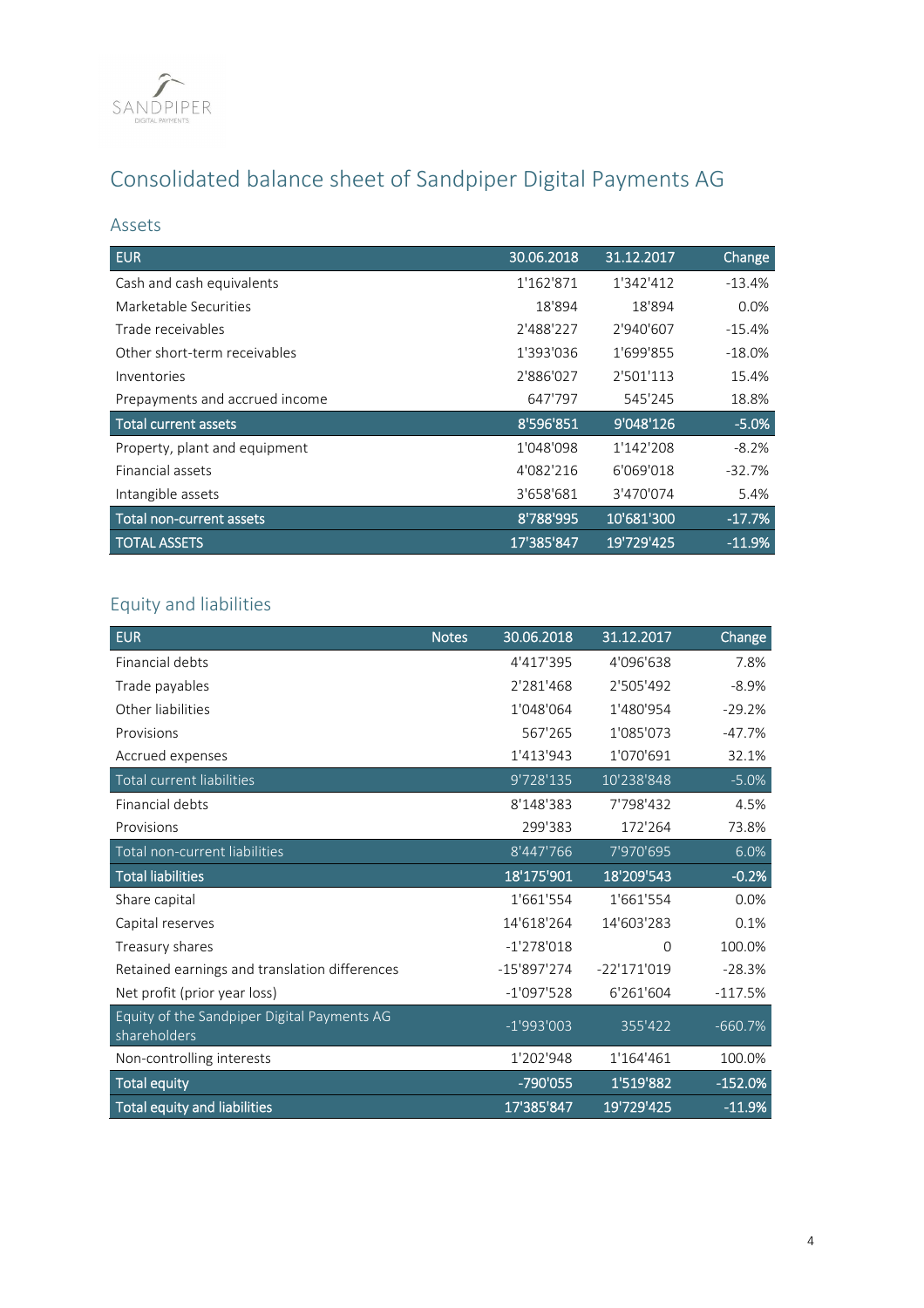# Consolidated balance sheet of Sandpiper Digital Payments AG

## Assets

| EUR | 30.06.2018 | 31.12.2017 | Change |
|---|---|---|---|
| Cash and cash equivalents | 1'162'871 | 1'342'412 | -13.4% |
| Marketable Securities | 18'894 | 18'894 | 0.0% |
| Trade receivables | 2'488'227 | 2'940'607 | -15.4% |
| Other short-term receivables | 1'393'036 | 1'699'855 | -18.0% |
| Inventories | 2'886'027 | 2'501'113 | 15.4% |
| Prepayments and accrued income | 647'797 | 545'245 | 18.8% |
| **Total current assets** | **8'596'851** | **9'048'126** | **-5.0%** |
| Property, plant and equipment | 1'048'098 | 1'142'208 | -8.2% |
| Financial assets | 4'082'216 | 6'069'018 | -32.7% |
| Intangible assets | 3'658'681 | 3'470'074 | 5.4% |
| **Total non-current assets** | **8'788'995** | **10'681'300** | **-17.7%** |
| **TOTAL ASSETS** | **17'385'847** | **19'729'425** | **-11.9%** |

## Equity and liabilities

| EUR | Notes | 30.06.2018 | 31.12.2017 | Change |
|---|---|---|---|---|
| Financial debts | | 4'417'395 | 4'096'638 | 7.8% |
| Trade payables | | 2'281'468 | 2'505'492 | -8.9% |
| Other liabilities | | 1'048'064 | 1'480'954 | -29.2% |
| Provisions | | 567'265 | 1'085'073 | -47.7% |
| Accrued expenses | | 1'413'943 | 1'070'691 | 32.1% |
| Total current liabilities | | 9'728'135 | 10'238'848 | -5.0% |
| Financial debts | | 8'148'383 | 7'798'432 | 4.5% |
| Provisions | | 299'383 | 172'264 | 73.8% |
| Total non-current liabilities | | 8'447'766 | 7'970'695 | 6.0% |
| **Total liabilities** | | **18'175'901** | **18'209'543** | **-0.2%** |
| Share capital | | 1'661'554 | 1'661'554 | 0.0% |
| Capital reserves | | 14'618'264 | 14'603'283 | 0.1% |
| Treasury shares | | -1'278'018 | 0 | 100.0% |
| Retained earnings and translation differences | | -15'897'274 | -22'171'019 | -28.3% |
| Net profit (prior year loss) | | -1'097'528 | 6'261'604 | -117.5% |
| Equity of the Sandpiper Digital Payments AG shareholders | | -1'993'003 | 355'422 | -660.7% |
| Non-controlling interests | | 1'202'948 | 1'164'461 | 100.0% |
| **Total equity** | | **-790'055** | **1'519'882** | **-152.0%** |
| **Total equity and liabilities** | | **17'385'847** | **19'729'425** | **-11.9%** |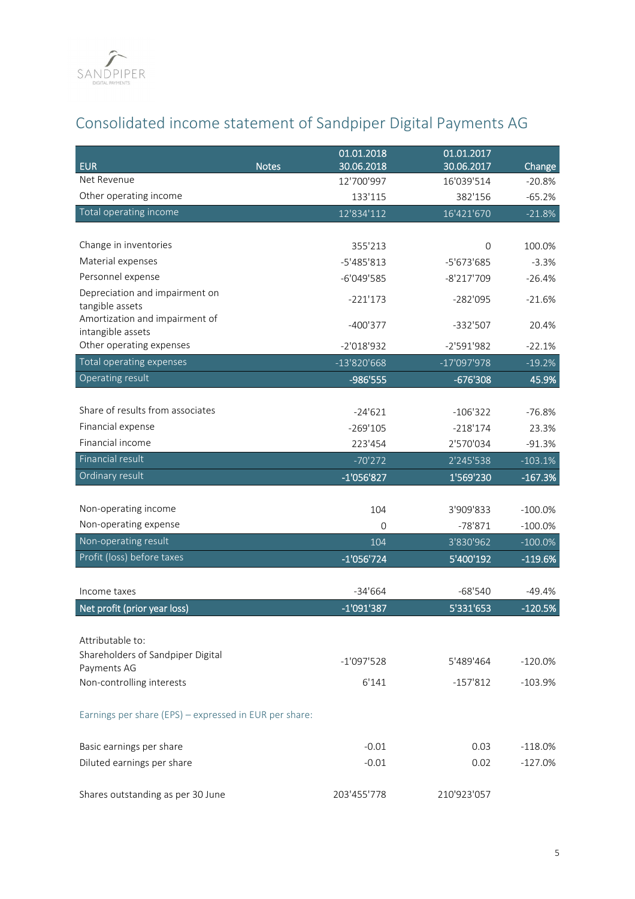# Consolidated income statement of Sandpiper Digital Payments AG

| EUR | Notes | 01.01.2018 30.06.2018 | 01.01.2017 30.06.2017 | Change |
|---|---|---|---|---|
| Net Revenue | | 12'700'997 | 16'039'514 | -20.8% |
| Other operating income | | 133'115 | 382'156 | -65.2% |
| Total operating income | | 12'834'112 | 16'421'670 | -21.8% |
| | | | | |
| Change in inventories | | 355'213 | 0 | 100.0% |
| Material expenses | | -5'485'813 | -5'673'685 | -3.3% |
| Personnel expense | | -6'049'585 | -8'217'709 | -26.4% |
| Depreciation and impairment on tangible assets | | -221'173 | -282'095 | -21.6% |
| Amortization and impairment of intangible assets | | -400'377 | -332'507 | 20.4% |
| Other operating expenses | | -2'018'932 | -2'591'982 | -22.1% |
| Total operating expenses | | -13'820'668 | -17'097'978 | -19.2% |
| **Operating result** | | **-986'555** | **-676'308** | **45.9%** |
| | | | | |
| Share of results from associates | | -24'621 | -106'322 | -76.8% |
| Financial expense | | -269'105 | -218'174 | 23.3% |
| Financial income | | 223'454 | 2'570'034 | -91.3% |
| Financial result | | -70'272 | 2'245'538 | -103.1% |
| **Ordinary result** | | **-1'056'827** | **1'569'230** | **-167.3%** |
| | | | | |
| Non-operating income | | 104 | 3'909'833 | -100.0% |
| Non-operating expense | | 0 | -78'871 | -100.0% |
| Non-operating result | | 104 | 3'830'962 | -100.0% |
| **Profit (loss) before taxes** | | **-1'056'724** | **5'400'192** | **-119.6%** |
| | | | | |
| Income taxes | | -34'664 | -68'540 | -49.4% |
| **Net profit (prior year loss)** | | **-1'091'387** | **5'331'653** | **-120.5%** |
| | | | | |
| Attributable to: | | | | |
| Shareholders of Sandpiper Digital Payments AG | | -1'097'528 | 5'489'464 | -120.0% |
| Non-controlling interests | | 6'141 | -157'812 | -103.9% |
| | | | | |
| Earnings per share (EPS) – expressed in EUR per share: | | | | |
| | | | | |
| Basic earnings per share | | -0.01 | 0.03 | -118.0% |
| Diluted earnings per share | | -0.01 | 0.02 | -127.0% |
| | | | | |
| Shares outstanding as per 30 June | | 203'455'778 | 210'923'057 | |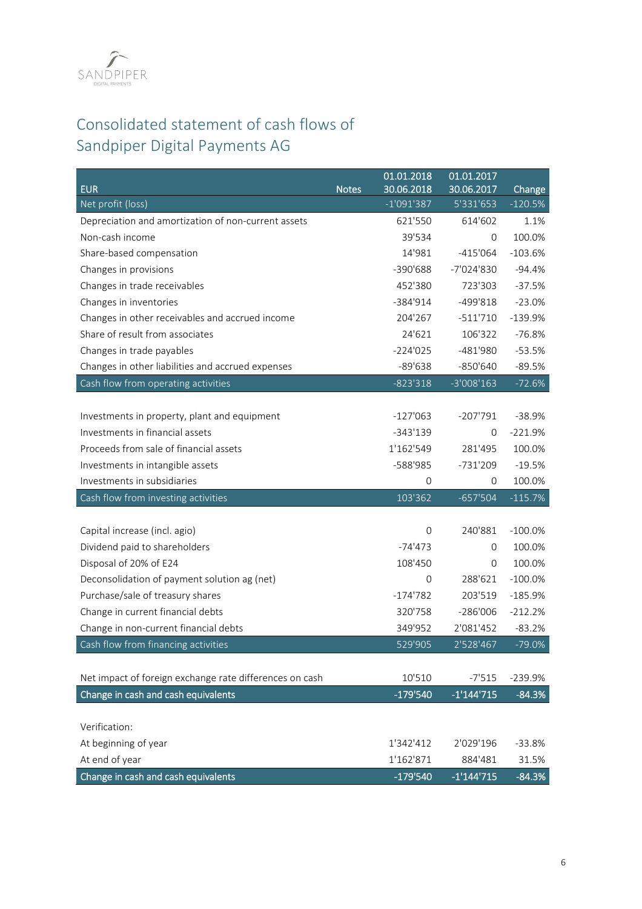# Consolidated statement of cash flows of Sandpiper Digital Payments AG

| EUR | Notes | 01.01.2018 30.06.2018 | 01.01.2017 30.06.2017 | Change |
|---|---|---|---|---|
| Net profit (loss) | | -1'091'387 | 5'331'653 | -120.5% |
| Depreciation and amortization of non-current assets | | 621'550 | 614'602 | 1.1% |
| Non-cash income | | 39'534 | 0 | 100.0% |
| Share-based compensation | | 14'981 | -415'064 | -103.6% |
| Changes in provisions | | -390'688 | -7'024'830 | -94.4% |
| Changes in trade receivables | | 452'380 | 723'303 | -37.5% |
| Changes in inventories | | -384'914 | -499'818 | -23.0% |
| Changes in other receivables and accrued income | | 204'267 | -511'710 | -139.9% |
| Share of result from associates | | 24'621 | 106'322 | -76.8% |
| Changes in trade payables | | -224'025 | -481'980 | -53.5% |
| Changes in other liabilities and accrued expenses | | -89'638 | -850'640 | -89.5% |
| Cash flow from operating activities | | -823'318 | -3'008'163 | -72.6% |
| | | | | |
| Investments in property, plant and equipment | | -127'063 | -207'791 | -38.9% |
| Investments in financial assets | | -343'139 | 0 | -221.9% |
| Proceeds from sale of financial assets | | 1'162'549 | 281'495 | 100.0% |
| Investments in intangible assets | | -588'985 | -731'209 | -19.5% |
| Investments in subsidiaries | | 0 | 0 | 100.0% |
| Cash flow from investing activities | | 103'362 | -657'504 | -115.7% |
| | | | | |
| Capital increase (incl. agio) | | 0 | 240'881 | -100.0% |
| Dividend paid to shareholders | | -74'473 | 0 | 100.0% |
| Disposal of 20% of E24 | | 108'450 | 0 | 100.0% |
| Deconsolidation of payment solution ag (net) | | 0 | 288'621 | -100.0% |
| Purchase/sale of treasury shares | | -174'782 | 203'519 | -185.9% |
| Change in current financial debts | | 320'758 | -286'006 | -212.2% |
| Change in non-current financial debts | | 349'952 | 2'081'452 | -83.2% |
| Cash flow from financing activities | | 529'905 | 2'528'467 | -79.0% |
| | | | | |
| Net impact of foreign exchange rate differences on cash | | 10'510 | -7'515 | -239.9% |
| **Change in cash and cash equivalents** | | **-179'540** | **-1'144'715** | **-84.3%** |
| | | | | |
| Verification: | | | | |
| At beginning of year | | 1'342'412 | 2'029'196 | -33.8% |
| At end of year | | 1'162'871 | 884'481 | 31.5% |
| **Change in cash and cash equivalents** | | **-179'540** | **-1'144'715** | **-84.3%** |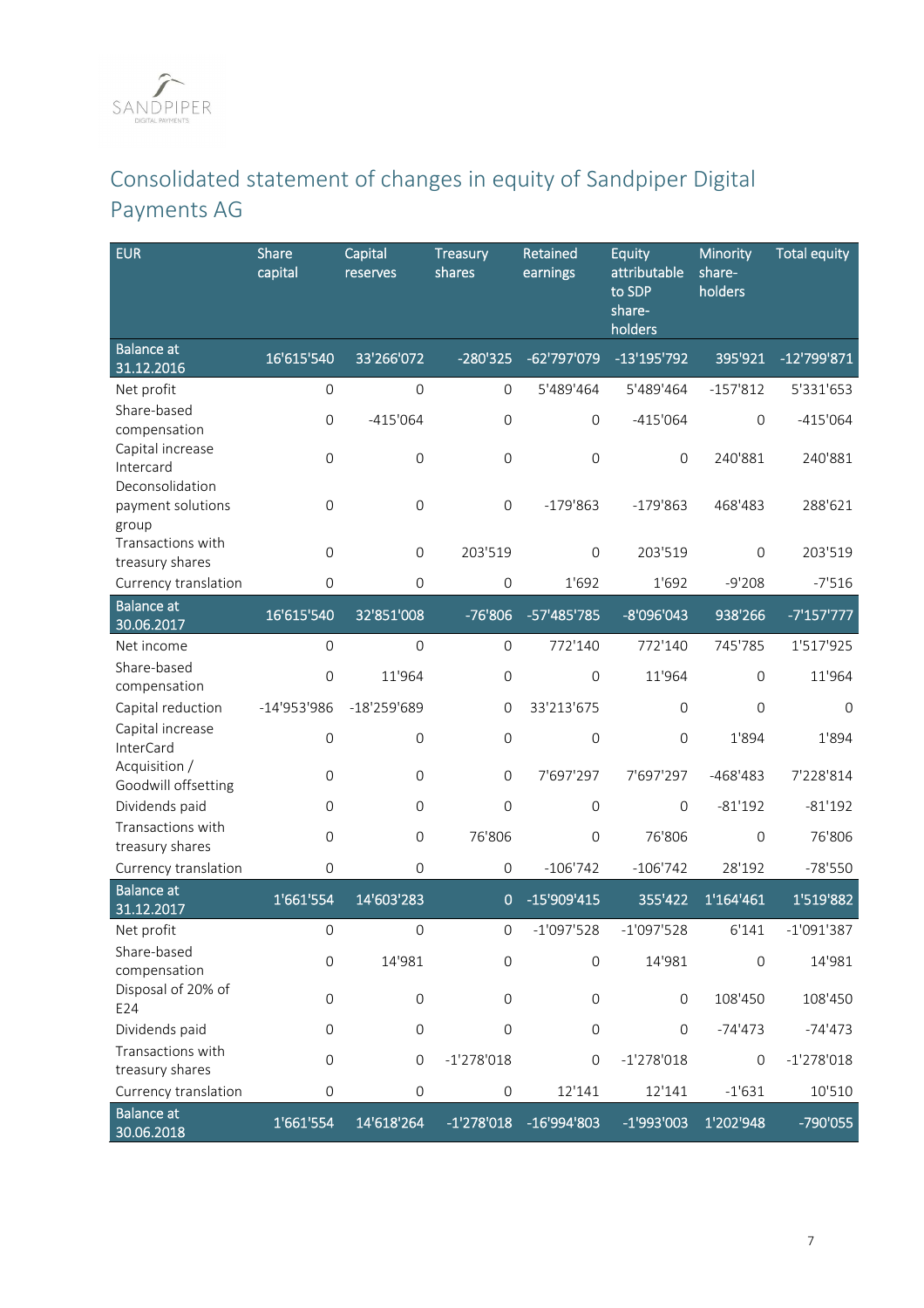# Consolidated statement of changes in equity of Sandpiper Digital Payments AG

| EUR | Share capital | Capital reserves | Treasury shares | Retained earnings | Equity attributable to SDP share-holders | Minority share-holders | Total equity |
|---|---|---|---|---|---|---|---|
| **Balance at 31.12.2016** | 16'615'540 | 33'266'072 | -280'325 | -62'797'079 | -13'195'792 | 395'921 | -12'799'871 |
| Net profit | 0 | 0 | 0 | 5'489'464 | 5'489'464 | -157'812 | 5'331'653 |
| Share-based compensation | 0 | -415'064 | 0 | 0 | -415'064 | 0 | -415'064 |
| Capital increase Intercard | 0 | 0 | 0 | 0 | 0 | 240'881 | 240'881 |
| Deconsolidation payment solutions group | 0 | 0 | 0 | -179'863 | -179'863 | 468'483 | 288'621 |
| Transactions with treasury shares | 0 | 0 | 203'519 | 0 | 203'519 | 0 | 203'519 |
| Currency translation | 0 | 0 | 0 | 1'692 | 1'692 | -9'208 | -7'516 |
| **Balance at 30.06.2017** | 16'615'540 | 32'851'008 | -76'806 | -57'485'785 | -8'096'043 | 938'266 | -7'157'777 |
| Net income | 0 | 0 | 0 | 772'140 | 772'140 | 745'785 | 1'517'925 |
| Share-based compensation | 0 | 11'964 | 0 | 0 | 11'964 | 0 | 11'964 |
| Capital reduction | -14'953'986 | -18'259'689 | 0 | 33'213'675 | 0 | 0 | 0 |
| Capital increase InterCard | 0 | 0 | 0 | 0 | 0 | 1'894 | 1'894 |
| Acquisition / Goodwill offsetting | 0 | 0 | 0 | 7'697'297 | 7'697'297 | -468'483 | 7'228'814 |
| Dividends paid | 0 | 0 | 0 | 0 | 0 | -81'192 | -81'192 |
| Transactions with treasury shares | 0 | 0 | 76'806 | 0 | 76'806 | 0 | 76'806 |
| Currency translation | 0 | 0 | 0 | -106'742 | -106'742 | 28'192 | -78'550 |
| **Balance at 31.12.2017** | 1'661'554 | 14'603'283 | 0 | -15'909'415 | 355'422 | 1'164'461 | 1'519'882 |
| Net profit | 0 | 0 | 0 | -1'097'528 | -1'097'528 | 6'141 | -1'091'387 |
| Share-based compensation | 0 | 14'981 | 0 | 0 | 14'981 | 0 | 14'981 |
| Disposal of 20% of E24 | 0 | 0 | 0 | 0 | 0 | 108'450 | 108'450 |
| Dividends paid | 0 | 0 | 0 | 0 | 0 | -74'473 | -74'473 |
| Transactions with treasury shares | 0 | 0 | -1'278'018 | 0 | -1'278'018 | 0 | -1'278'018 |
| Currency translation | 0 | 0 | 0 | 12'141 | 12'141 | -1'631 | 10'510 |
| **Balance at 30.06.2018** | 1'661'554 | 14'618'264 | -1'278'018 | -16'994'803 | -1'993'003 | 1'202'948 | -790'055 |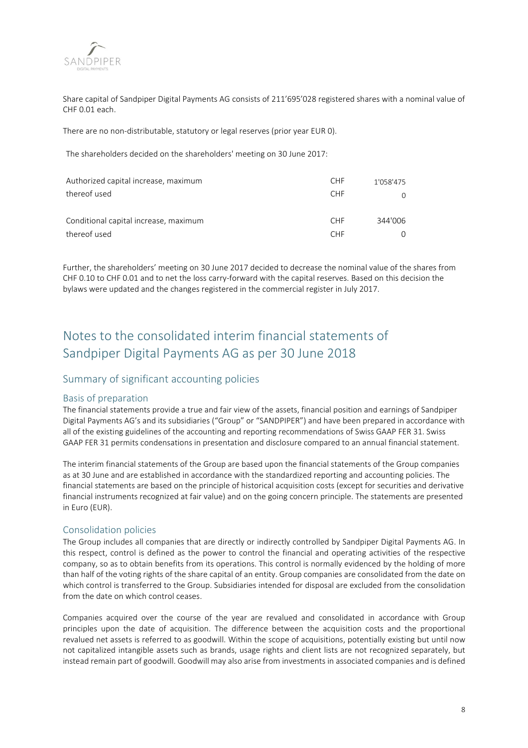Share capital of Sandpiper Digital Payments AG consists of 211'695'028 registered shares with a nominal value of CHF 0.01 each.

There are no non-distributable, statutory or legal reserves (prior year EUR 0).

The shareholders decided on the shareholders' meeting on 30 June 2017:

| | | |
|---|---|---|
| Authorized capital increase, maximum | CHF | 1'058'475 |
| thereof used | CHF | 0 |
| | | |
| Conditional capital increase, maximum | CHF | 344'006 |
| thereof used | CHF | 0 |

Further, the shareholders' meeting on 30 June 2017 decided to decrease the nominal value of the shares from CHF 0.10 to CHF 0.01 and to net the loss carry-forward with the capital reserves. Based on this decision the bylaws were updated and the changes registered in the commercial register in July 2017.

# Notes to the consolidated interim financial statements of Sandpiper Digital Payments AG as per 30 June 2018

## Summary of significant accounting policies

### Basis of preparation

The financial statements provide a true and fair view of the assets, financial position and earnings of Sandpiper Digital Payments AG's and its subsidiaries ("Group" or "SANDPIPER") and have been prepared in accordance with all of the existing guidelines of the accounting and reporting recommendations of Swiss GAAP FER 31. Swiss GAAP FER 31 permits condensations in presentation and disclosure compared to an annual financial statement.

The interim financial statements of the Group are based upon the financial statements of the Group companies as at 30 June and are established in accordance with the standardized reporting and accounting policies. The financial statements are based on the principle of historical acquisition costs (except for securities and derivative financial instruments recognized at fair value) and on the going concern principle. The statements are presented in Euro (EUR).

### Consolidation policies

The Group includes all companies that are directly or indirectly controlled by Sandpiper Digital Payments AG. In this respect, control is defined as the power to control the financial and operating activities of the respective company, so as to obtain benefits from its operations. This control is normally evidenced by the holding of more than half of the voting rights of the share capital of an entity. Group companies are consolidated from the date on which control is transferred to the Group. Subsidiaries intended for disposal are excluded from the consolidation from the date on which control ceases.

Companies acquired over the course of the year are revalued and consolidated in accordance with Group principles upon the date of acquisition. The difference between the acquisition costs and the proportional revalued net assets is referred to as goodwill. Within the scope of acquisitions, potentially existing but until now not capitalized intangible assets such as brands, usage rights and client lists are not recognized separately, but instead remain part of goodwill. Goodwill may also arise from investments in associated companies and is defined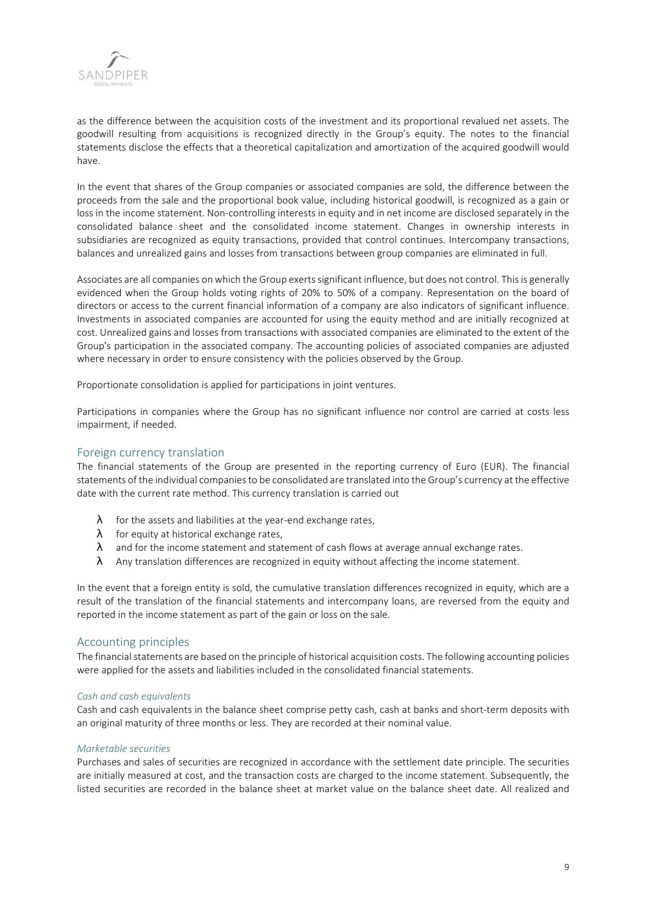as the difference between the acquisition costs of the investment and its proportional revalued net assets. The goodwill resulting from acquisitions is recognized directly in the Group's equity. The notes to the financial statements disclose the effects that a theoretical capitalization and amortization of the acquired goodwill would have.

In the event that shares of the Group companies or associated companies are sold, the difference between the proceeds from the sale and the proportional book value, including historical goodwill, is recognized as a gain or loss in the income statement. Non-controlling interests in equity and in net income are disclosed separately in the consolidated balance sheet and the consolidated income statement. Changes in ownership interests in subsidiaries are recognized as equity transactions, provided that control continues. Intercompany transactions, balances and unrealized gains and losses from transactions between group companies are eliminated in full.

Associates are all companies on which the Group exerts significant influence, but does not control. This is generally evidenced when the Group holds voting rights of 20% to 50% of a company. Representation on the board of directors or access to the current financial information of a company are also indicators of significant influence. Investments in associated companies are accounted for using the equity method and are initially recognized at cost. Unrealized gains and losses from transactions with associated companies are eliminated to the extent of the Group's participation in the associated company. The accounting policies of associated companies are adjusted where necessary in order to ensure consistency with the policies observed by the Group.

Proportionate consolidation is applied for participations in joint ventures.

Participations in companies where the Group has no significant influence nor control are carried at costs less impairment, if needed.

## Foreign currency translation

The financial statements of the Group are presented in the reporting currency of Euro (EUR). The financial statements of the individual companies to be consolidated are translated into the Group's currency at the effective date with the current rate method. This currency translation is carried out

- for the assets and liabilities at the year-end exchange rates,
- for equity at historical exchange rates,
- and for the income statement and statement of cash flows at average annual exchange rates.
- Any translation differences are recognized in equity without affecting the income statement.

In the event that a foreign entity is sold, the cumulative translation differences recognized in equity, which are a result of the translation of the financial statements and intercompany loans, are reversed from the equity and reported in the income statement as part of the gain or loss on the sale.

## Accounting principles

The financial statements are based on the principle of historical acquisition costs. The following accounting policies were applied for the assets and liabilities included in the consolidated financial statements.

### *Cash and cash equivalents*

Cash and cash equivalents in the balance sheet comprise petty cash, cash at banks and short-term deposits with an original maturity of three months or less. They are recorded at their nominal value.

### *Marketable securities*

Purchases and sales of securities are recognized in accordance with the settlement date principle. The securities are initially measured at cost, and the transaction costs are charged to the income statement. Subsequently, the listed securities are recorded in the balance sheet at market value on the balance sheet date. All realized and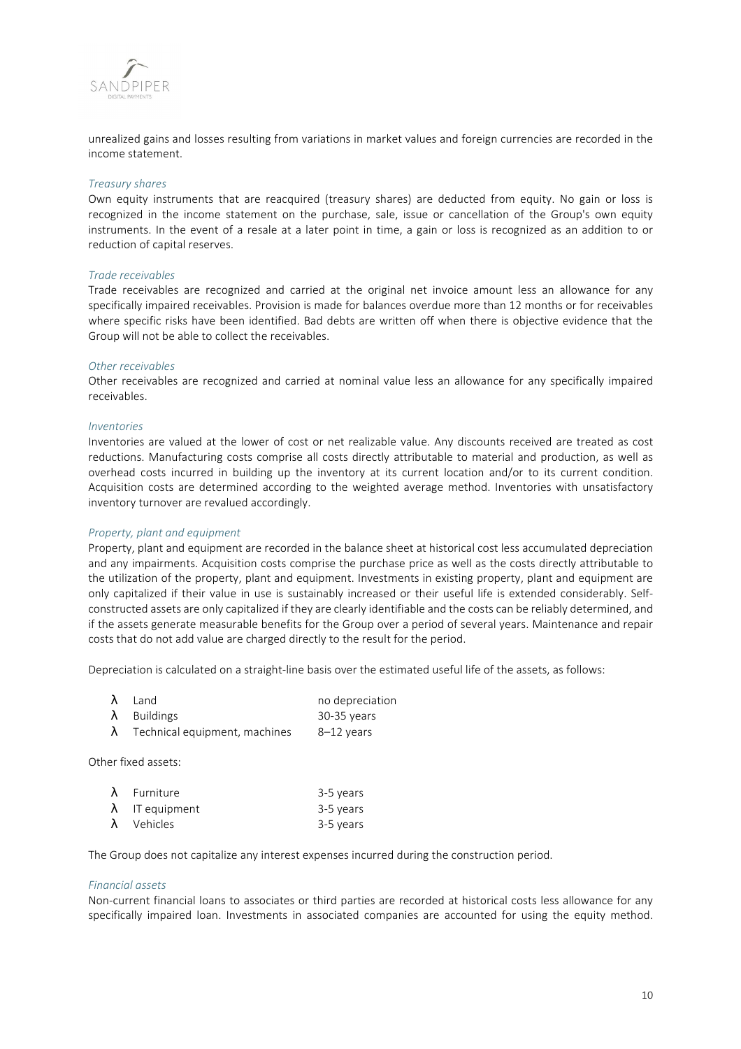unrealized gains and losses resulting from variations in market values and foreign currencies are recorded in the income statement.

*Treasury shares*

Own equity instruments that are reacquired (treasury shares) are deducted from equity. No gain or loss is recognized in the income statement on the purchase, sale, issue or cancellation of the Group's own equity instruments. In the event of a resale at a later point in time, a gain or loss is recognized as an addition to or reduction of capital reserves.

*Trade receivables*

Trade receivables are recognized and carried at the original net invoice amount less an allowance for any specifically impaired receivables. Provision is made for balances overdue more than 12 months or for receivables where specific risks have been identified. Bad debts are written off when there is objective evidence that the Group will not be able to collect the receivables.

*Other receivables*

Other receivables are recognized and carried at nominal value less an allowance for any specifically impaired receivables.

*Inventories*

Inventories are valued at the lower of cost or net realizable value. Any discounts received are treated as cost reductions. Manufacturing costs comprise all costs directly attributable to material and production, as well as overhead costs incurred in building up the inventory at its current location and/or to its current condition. Acquisition costs are determined according to the weighted average method. Inventories with unsatisfactory inventory turnover are revalued accordingly.

*Property, plant and equipment*

Property, plant and equipment are recorded in the balance sheet at historical cost less accumulated depreciation and any impairments. Acquisition costs comprise the purchase price as well as the costs directly attributable to the utilization of the property, plant and equipment. Investments in existing property, plant and equipment are only capitalized if their value in use is sustainably increased or their useful life is extended considerably. Self-constructed assets are only capitalized if they are clearly identifiable and the costs can be reliably determined, and if the assets generate measurable benefits for the Group over a period of several years. Maintenance and repair costs that do not add value are charged directly to the result for the period.

Depreciation is calculated on a straight-line basis over the estimated useful life of the assets, as follows:

| | |
|---|---|
| Land | no depreciation |
| Buildings | 30-35 years |
| Technical equipment, machines | 8–12 years |

Other fixed assets:

| | |
|---|---|
| Furniture | 3-5 years |
| IT equipment | 3-5 years |
| Vehicles | 3-5 years |

The Group does not capitalize any interest expenses incurred during the construction period.

*Financial assets*

Non-current financial loans to associates or third parties are recorded at historical costs less allowance for any specifically impaired loan. Investments in associated companies are accounted for using the equity method.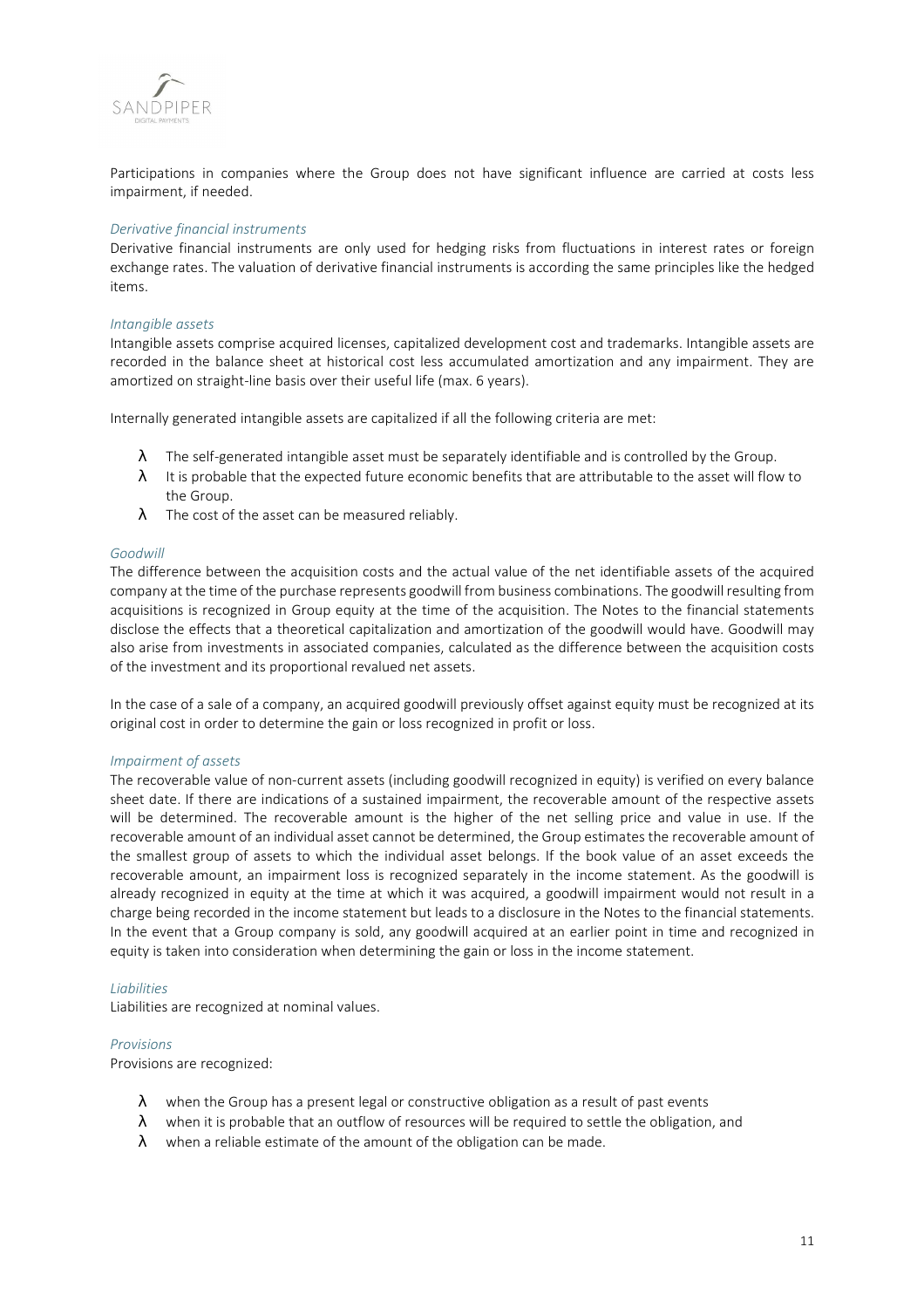Participations in companies where the Group does not have significant influence are carried at costs less impairment, if needed.

*Derivative financial instruments*

Derivative financial instruments are only used for hedging risks from fluctuations in interest rates or foreign exchange rates. The valuation of derivative financial instruments is according the same principles like the hedged items.

*Intangible assets*

Intangible assets comprise acquired licenses, capitalized development cost and trademarks. Intangible assets are recorded in the balance sheet at historical cost less accumulated amortization and any impairment. They are amortized on straight-line basis over their useful life (max. 6 years).

Internally generated intangible assets are capitalized if all the following criteria are met:

- The self-generated intangible asset must be separately identifiable and is controlled by the Group.
- It is probable that the expected future economic benefits that are attributable to the asset will flow to the Group.
- The cost of the asset can be measured reliably.

*Goodwill*

The difference between the acquisition costs and the actual value of the net identifiable assets of the acquired company at the time of the purchase represents goodwill from business combinations. The goodwill resulting from acquisitions is recognized in Group equity at the time of the acquisition. The Notes to the financial statements disclose the effects that a theoretical capitalization and amortization of the goodwill would have. Goodwill may also arise from investments in associated companies, calculated as the difference between the acquisition costs of the investment and its proportional revalued net assets.

In the case of a sale of a company, an acquired goodwill previously offset against equity must be recognized at its original cost in order to determine the gain or loss recognized in profit or loss.

*Impairment of assets*

The recoverable value of non-current assets (including goodwill recognized in equity) is verified on every balance sheet date. If there are indications of a sustained impairment, the recoverable amount of the respective assets will be determined. The recoverable amount is the higher of the net selling price and value in use. If the recoverable amount of an individual asset cannot be determined, the Group estimates the recoverable amount of the smallest group of assets to which the individual asset belongs. If the book value of an asset exceeds the recoverable amount, an impairment loss is recognized separately in the income statement. As the goodwill is already recognized in equity at the time at which it was acquired, a goodwill impairment would not result in a charge being recorded in the income statement but leads to a disclosure in the Notes to the financial statements. In the event that a Group company is sold, any goodwill acquired at an earlier point in time and recognized in equity is taken into consideration when determining the gain or loss in the income statement.

*Liabilities*

Liabilities are recognized at nominal values.

*Provisions*

Provisions are recognized:

- when the Group has a present legal or constructive obligation as a result of past events
- when it is probable that an outflow of resources will be required to settle the obligation, and
- when a reliable estimate of the amount of the obligation can be made.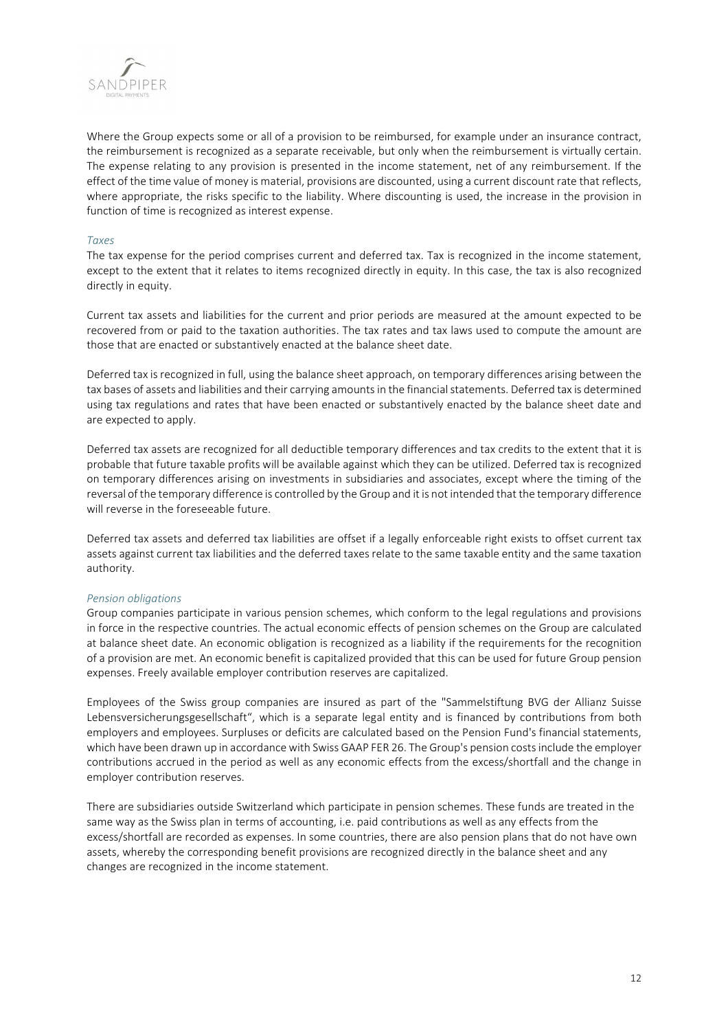Where the Group expects some or all of a provision to be reimbursed, for example under an insurance contract, the reimbursement is recognized as a separate receivable, but only when the reimbursement is virtually certain. The expense relating to any provision is presented in the income statement, net of any reimbursement. If the effect of the time value of money is material, provisions are discounted, using a current discount rate that reflects, where appropriate, the risks specific to the liability. Where discounting is used, the increase in the provision in function of time is recognized as interest expense.

*Taxes*

The tax expense for the period comprises current and deferred tax. Tax is recognized in the income statement, except to the extent that it relates to items recognized directly in equity. In this case, the tax is also recognized directly in equity.

Current tax assets and liabilities for the current and prior periods are measured at the amount expected to be recovered from or paid to the taxation authorities. The tax rates and tax laws used to compute the amount are those that are enacted or substantively enacted at the balance sheet date.

Deferred tax is recognized in full, using the balance sheet approach, on temporary differences arising between the tax bases of assets and liabilities and their carrying amounts in the financial statements. Deferred tax is determined using tax regulations and rates that have been enacted or substantively enacted by the balance sheet date and are expected to apply.

Deferred tax assets are recognized for all deductible temporary differences and tax credits to the extent that it is probable that future taxable profits will be available against which they can be utilized. Deferred tax is recognized on temporary differences arising on investments in subsidiaries and associates, except where the timing of the reversal of the temporary difference is controlled by the Group and it is not intended that the temporary difference will reverse in the foreseeable future.

Deferred tax assets and deferred tax liabilities are offset if a legally enforceable right exists to offset current tax assets against current tax liabilities and the deferred taxes relate to the same taxable entity and the same taxation authority.

*Pension obligations*

Group companies participate in various pension schemes, which conform to the legal regulations and provisions in force in the respective countries. The actual economic effects of pension schemes on the Group are calculated at balance sheet date. An economic obligation is recognized as a liability if the requirements for the recognition of a provision are met. An economic benefit is capitalized provided that this can be used for future Group pension expenses. Freely available employer contribution reserves are capitalized.

Employees of the Swiss group companies are insured as part of the "Sammelstiftung BVG der Allianz Suisse Lebensversicherungsgesellschaft", which is a separate legal entity and is financed by contributions from both employers and employees. Surpluses or deficits are calculated based on the Pension Fund's financial statements, which have been drawn up in accordance with Swiss GAAP FER 26. The Group's pension costs include the employer contributions accrued in the period as well as any economic effects from the excess/shortfall and the change in employer contribution reserves.

There are subsidiaries outside Switzerland which participate in pension schemes. These funds are treated in the same way as the Swiss plan in terms of accounting, i.e. paid contributions as well as any effects from the excess/shortfall are recorded as expenses. In some countries, there are also pension plans that do not have own assets, whereby the corresponding benefit provisions are recognized directly in the balance sheet and any changes are recognized in the income statement.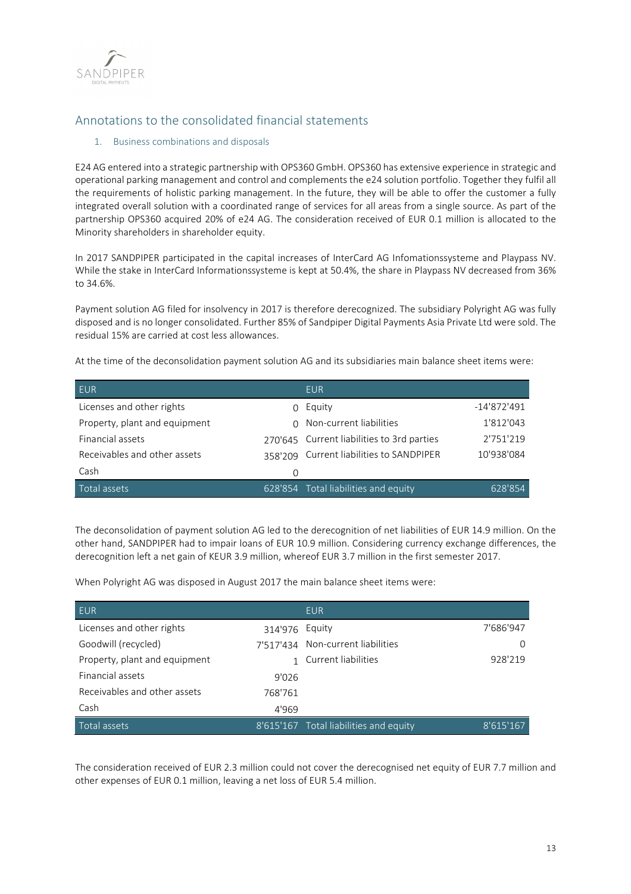## Annotations to the consolidated financial statements

### 1. Business combinations and disposals

E24 AG entered into a strategic partnership with OPS360 GmbH. OPS360 has extensive experience in strategic and operational parking management and control and complements the e24 solution portfolio. Together they fulfil all the requirements of holistic parking management. In the future, they will be able to offer the customer a fully integrated overall solution with a coordinated range of services for all areas from a single source. As part of the partnership OPS360 acquired 20% of e24 AG. The consideration received of EUR 0.1 million is allocated to the Minority shareholders in shareholder equity.

In 2017 SANDPIPER participated in the capital increases of InterCard AG Infomationssysteme and Playpass NV. While the stake in InterCard Informationssysteme is kept at 50.4%, the share in Playpass NV decreased from 36% to 34.6%.

Payment solution AG filed for insolvency in 2017 is therefore derecognized. The subsidiary Polyright AG was fully disposed and is no longer consolidated. Further 85% of Sandpiper Digital Payments Asia Private Ltd were sold. The residual 15% are carried at cost less allowances.

At the time of the deconsolidation payment solution AG and its subsidiaries main balance sheet items were:

| EUR | | EUR | |
|---|---|---|---|
| Licenses and other rights | 0 | Equity | -14'872'491 |
| Property, plant and equipment | 0 | Non-current liabilities | 1'812'043 |
| Financial assets | 270'645 | Current liabilities to 3rd parties | 2'751'219 |
| Receivables and other assets | 358'209 | Current liabilities to SANDPIPER | 10'938'084 |
| Cash | 0 | | |
| Total assets | 628'854 | Total liabilities and equity | 628'854 |

The deconsolidation of payment solution AG led to the derecognition of net liabilities of EUR 14.9 million. On the other hand, SANDPIPER had to impair loans of EUR 10.9 million. Considering currency exchange differences, the derecognition left a net gain of KEUR 3.9 million, whereof EUR 3.7 million in the first semester 2017.

When Polyright AG was disposed in August 2017 the main balance sheet items were:

| EUR | | EUR | |
|---|---|---|---|
| Licenses and other rights | 314'976 | Equity | 7'686'947 |
| Goodwill (recycled) | 7'517'434 | Non-current liabilities | 0 |
| Property, plant and equipment | 1 | Current liabilities | 928'219 |
| Financial assets | 9'026 | | |
| Receivables and other assets | 768'761 | | |
| Cash | 4'969 | | |
| Total assets | 8'615'167 | Total liabilities and equity | 8'615'167 |

The consideration received of EUR 2.3 million could not cover the derecognised net equity of EUR 7.7 million and other expenses of EUR 0.1 million, leaving a net loss of EUR 5.4 million.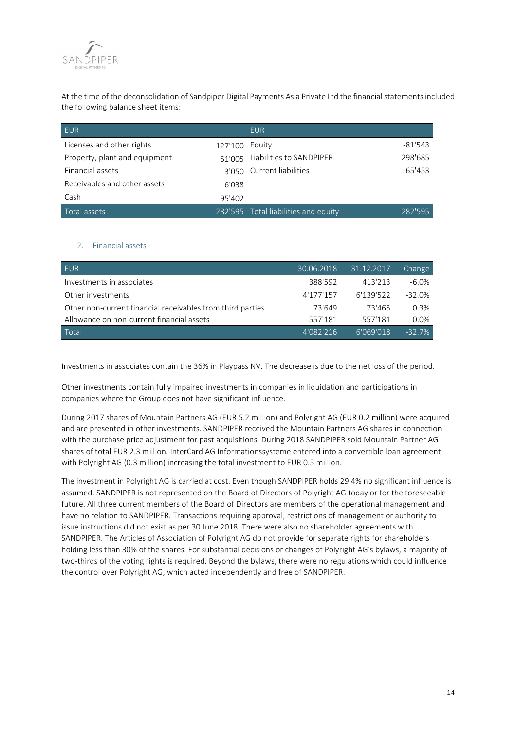At the time of the deconsolidation of Sandpiper Digital Payments Asia Private Ltd the financial statements included the following balance sheet items:

| EUR | | EUR | |
|---|---|---|---|
| Licenses and other rights | 127'100 | Equity | -81'543 |
| Property, plant and equipment | 51'005 | Liabilities to SANDPIPER | 298'685 |
| Financial assets | 3'050 | Current liabilities | 65'453 |
| Receivables and other assets | 6'038 | | |
| Cash | 95'402 | | |
| Total assets | 282'595 | Total liabilities and equity | 282'595 |

## 2. Financial assets

| EUR | 30.06.2018 | 31.12.2017 | Change |
|---|---|---|---|
| Investments in associates | 388'592 | 413'213 | -6.0% |
| Other investments | 4'177'157 | 6'139'522 | -32.0% |
| Other non-current financial receivables from third parties | 73'649 | 73'465 | 0.3% |
| Allowance on non-current financial assets | -557'181 | -557'181 | 0.0% |
| Total | 4'082'216 | 6'069'018 | -32.7% |

Investments in associates contain the 36% in Playpass NV. The decrease is due to the net loss of the period.

Other investments contain fully impaired investments in companies in liquidation and participations in companies where the Group does not have significant influence.

During 2017 shares of Mountain Partners AG (EUR 5.2 million) and Polyright AG (EUR 0.2 million) were acquired and are presented in other investments. SANDPIPER received the Mountain Partners AG shares in connection with the purchase price adjustment for past acquisitions. During 2018 SANDPIPER sold Mountain Partner AG shares of total EUR 2.3 million. InterCard AG Informationssysteme entered into a convertible loan agreement with Polyright AG (0.3 million) increasing the total investment to EUR 0.5 million.

The investment in Polyright AG is carried at cost. Even though SANDPIPER holds 29.4% no significant influence is assumed. SANDPIPER is not represented on the Board of Directors of Polyright AG today or for the foreseeable future. All three current members of the Board of Directors are members of the operational management and have no relation to SANDPIPER. Transactions requiring approval, restrictions of management or authority to issue instructions did not exist as per 30 June 2018. There were also no shareholder agreements with SANDPIPER. The Articles of Association of Polyright AG do not provide for separate rights for shareholders holding less than 30% of the shares. For substantial decisions or changes of Polyright AG's bylaws, a majority of two-thirds of the voting rights is required. Beyond the bylaws, there were no regulations which could influence the control over Polyright AG, which acted independently and free of SANDPIPER.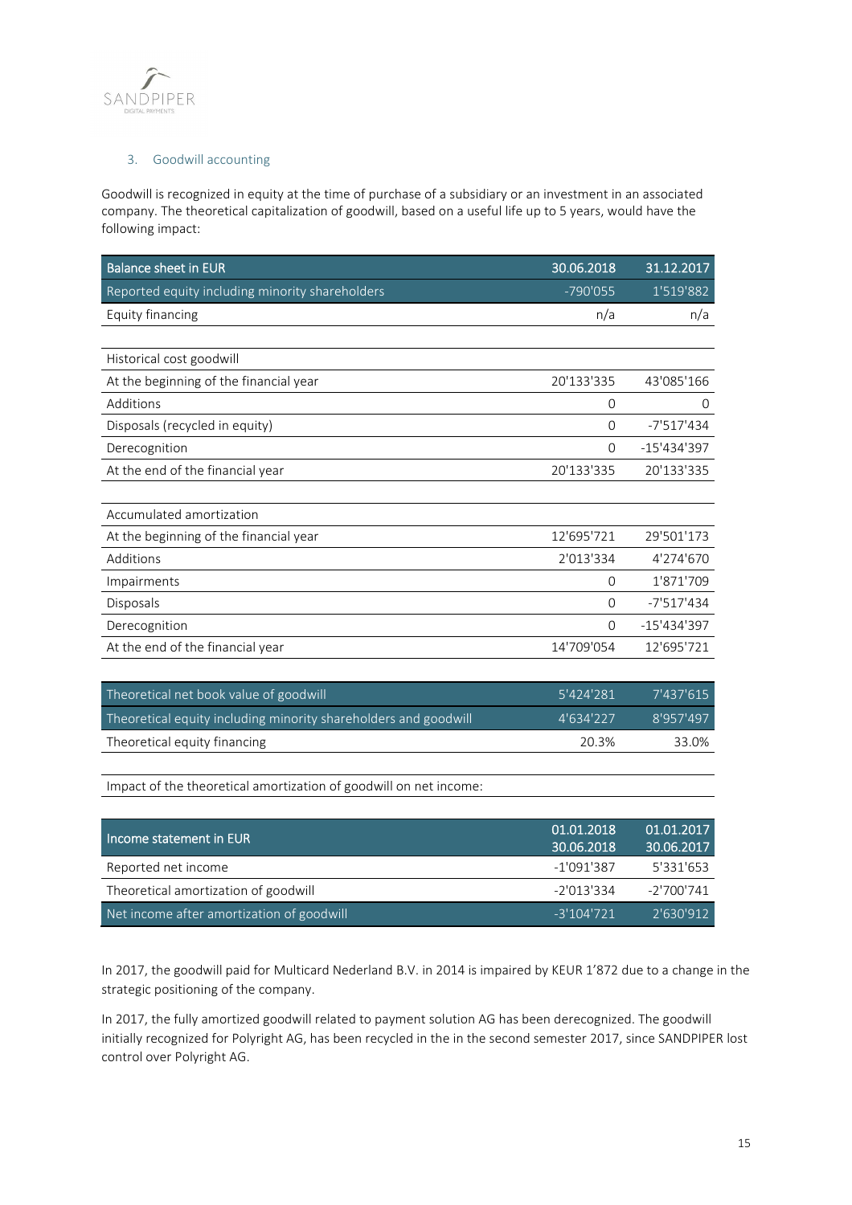### 3. Goodwill accounting

Goodwill is recognized in equity at the time of purchase of a subsidiary or an investment in an associated company. The theoretical capitalization of goodwill, based on a useful life up to 5 years, would have the following impact:

| Balance sheet in EUR | 30.06.2018 | 31.12.2017 |
|---|---|---|
| Reported equity including minority shareholders | -790'055 | 1'519'882 |
| Equity financing | n/a | n/a |
| | | |
| Historical cost goodwill | | |
| At the beginning of the financial year | 20'133'335 | 43'085'166 |
| Additions | 0 | 0 |
| Disposals (recycled in equity) | 0 | -7'517'434 |
| Derecognition | 0 | -15'434'397 |
| At the end of the financial year | 20'133'335 | 20'133'335 |
| | | |
| Accumulated amortization | | |
| At the beginning of the financial year | 12'695'721 | 29'501'173 |
| Additions | 2'013'334 | 4'274'670 |
| Impairments | 0 | 1'871'709 |
| Disposals | 0 | -7'517'434 |
| Derecognition | 0 | -15'434'397 |
| At the end of the financial year | 14'709'054 | 12'695'721 |
| | | |
| Theoretical net book value of goodwill | 5'424'281 | 7'437'615 |
| Theoretical equity including minority shareholders and goodwill | 4'634'227 | 8'957'497 |
| Theoretical equity financing | 20.3% | 33.0% |

Impact of the theoretical amortization of goodwill on net income:

| Income statement in EUR | 01.01.2018 30.06.2018 | 01.01.2017 30.06.2017 |
|---|---|---|
| Reported net income | -1'091'387 | 5'331'653 |
| Theoretical amortization of goodwill | -2'013'334 | -2'700'741 |
| Net income after amortization of goodwill | -3'104'721 | 2'630'912 |

In 2017, the goodwill paid for Multicard Nederland B.V. in 2014 is impaired by KEUR 1'872 due to a change in the strategic positioning of the company.

In 2017, the fully amortized goodwill related to payment solution AG has been derecognized. The goodwill initially recognized for Polyright AG, has been recycled in the in the second semester 2017, since SANDPIPER lost control over Polyright AG.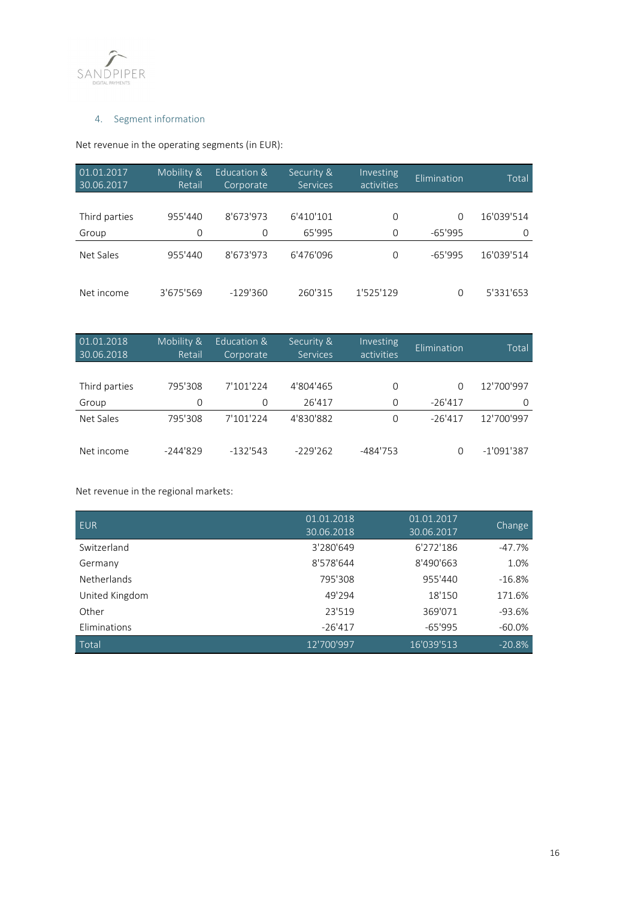## 4. Segment information

Net revenue in the operating segments (in EUR):

| 01.01.2017 30.06.2017 | Mobility & Retail | Education & Corporate | Security & Services | Investing activities | Elimination | Total |
|---|---|---|---|---|---|---|
| Third parties | 955'440 | 8'673'973 | 6'410'101 | 0 | 0 | 16'039'514 |
| Group | 0 | 0 | 65'995 | 0 | -65'995 | 0 |
| Net Sales | 955'440 | 8'673'973 | 6'476'096 | 0 | -65'995 | 16'039'514 |
| Net income | 3'675'569 | -129'360 | 260'315 | 1'525'129 | 0 | 5'331'653 |

| 01.01.2018 30.06.2018 | Mobility & Retail | Education & Corporate | Security & Services | Investing activities | Elimination | Total |
|---|---|---|---|---|---|---|
| Third parties | 795'308 | 7'101'224 | 4'804'465 | 0 | 0 | 12'700'997 |
| Group | 0 | 0 | 26'417 | 0 | -26'417 | 0 |
| Net Sales | 795'308 | 7'101'224 | 4'830'882 | 0 | -26'417 | 12'700'997 |
| Net income | -244'829 | -132'543 | -229'262 | -484'753 | 0 | -1'091'387 |

Net revenue in the regional markets:

| EUR | 01.01.2018 30.06.2018 | 01.01.2017 30.06.2017 | Change |
|---|---|---|---|
| Switzerland | 3'280'649 | 6'272'186 | -47.7% |
| Germany | 8'578'644 | 8'490'663 | 1.0% |
| Netherlands | 795'308 | 955'440 | -16.8% |
| United Kingdom | 49'294 | 18'150 | 171.6% |
| Other | 23'519 | 369'071 | -93.6% |
| Eliminations | -26'417 | -65'995 | -60.0% |
| Total | 12'700'997 | 16'039'513 | -20.8% |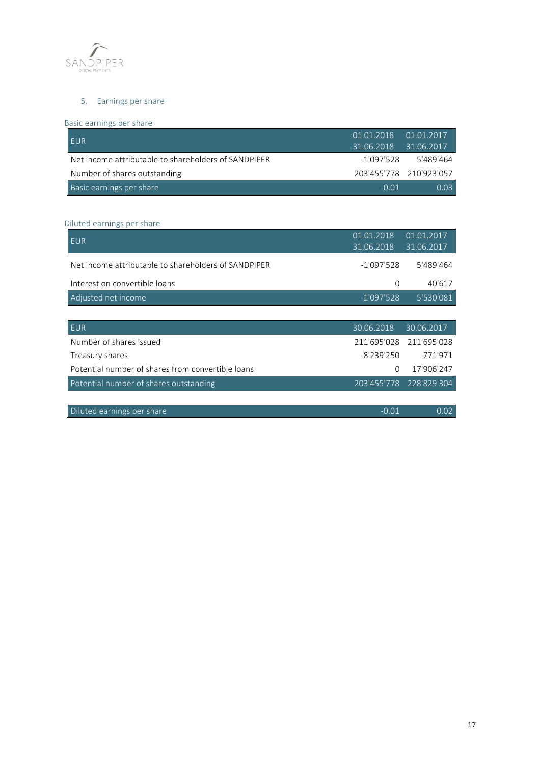## 5. Earnings per share

### Basic earnings per share

| EUR | 01.01.2018 31.06.2018 | 01.01.2017 31.06.2017 |
|---|---|---|
| Net income attributable to shareholders of SANDPIPER | -1'097'528 | 5'489'464 |
| Number of shares outstanding | 203'455'778 | 210'923'057 |
| Basic earnings per share | -0.01 | 0.03 |

### Diluted earnings per share

| EUR | 01.01.2018 31.06.2018 | 01.01.2017 31.06.2017 |
|---|---|---|
| Net income attributable to shareholders of SANDPIPER | -1'097'528 | 5'489'464 |
| Interest on convertible loans | 0 | 40'617 |
| Adjusted net income | -1'097'528 | 5'530'081 |

| EUR | 30.06.2018 | 30.06.2017 |
|---|---|---|
| Number of shares issued | 211'695'028 | 211'695'028 |
| Treasury shares | -8'239'250 | -771'971 |
| Potential number of shares from convertible loans | 0 | 17'906'247 |
| Potential number of shares outstanding | 203'455'778 | 228'829'304 |

| | | |
|---|---|---|
| Diluted earnings per share | -0.01 | 0.02 |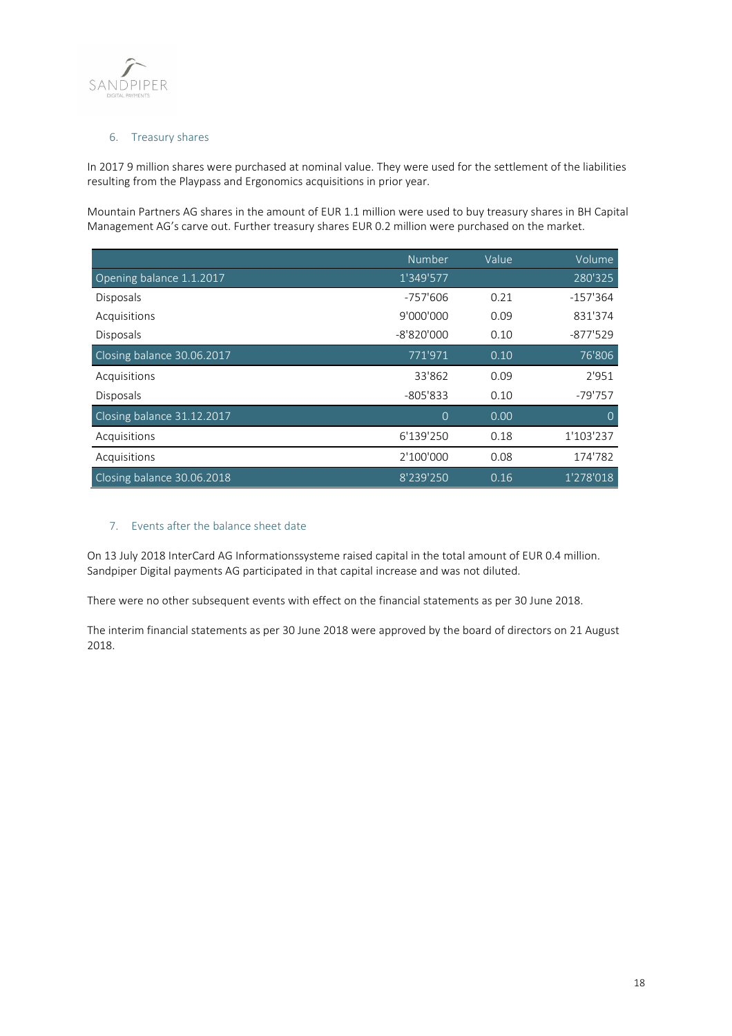## 6. Treasury shares

In 2017 9 million shares were purchased at nominal value. They were used for the settlement of the liabilities resulting from the Playpass and Ergonomics acquisitions in prior year.

Mountain Partners AG shares in the amount of EUR 1.1 million were used to buy treasury shares in BH Capital Management AG's carve out. Further treasury shares EUR 0.2 million were purchased on the market.

| | Number | Value | Volume |
|---|---|---|---|
| Opening balance 1.1.2017 | 1'349'577 | | 280'325 |
| Disposals | -757'606 | 0.21 | -157'364 |
| Acquisitions | 9'000'000 | 0.09 | 831'374 |
| Disposals | -8'820'000 | 0.10 | -877'529 |
| Closing balance 30.06.2017 | 771'971 | 0.10 | 76'806 |
| Acquisitions | 33'862 | 0.09 | 2'951 |
| Disposals | -805'833 | 0.10 | -79'757 |
| Closing balance 31.12.2017 | 0 | 0.00 | 0 |
| Acquisitions | 6'139'250 | 0.18 | 1'103'237 |
| Acquisitions | 2'100'000 | 0.08 | 174'782 |
| Closing balance 30.06.2018 | 8'239'250 | 0.16 | 1'278'018 |

## 7. Events after the balance sheet date

On 13 July 2018 InterCard AG Informationssysteme raised capital in the total amount of EUR 0.4 million. Sandpiper Digital payments AG participated in that capital increase and was not diluted.

There were no other subsequent events with effect on the financial statements as per 30 June 2018.

The interim financial statements as per 30 June 2018 were approved by the board of directors on 21 August 2018.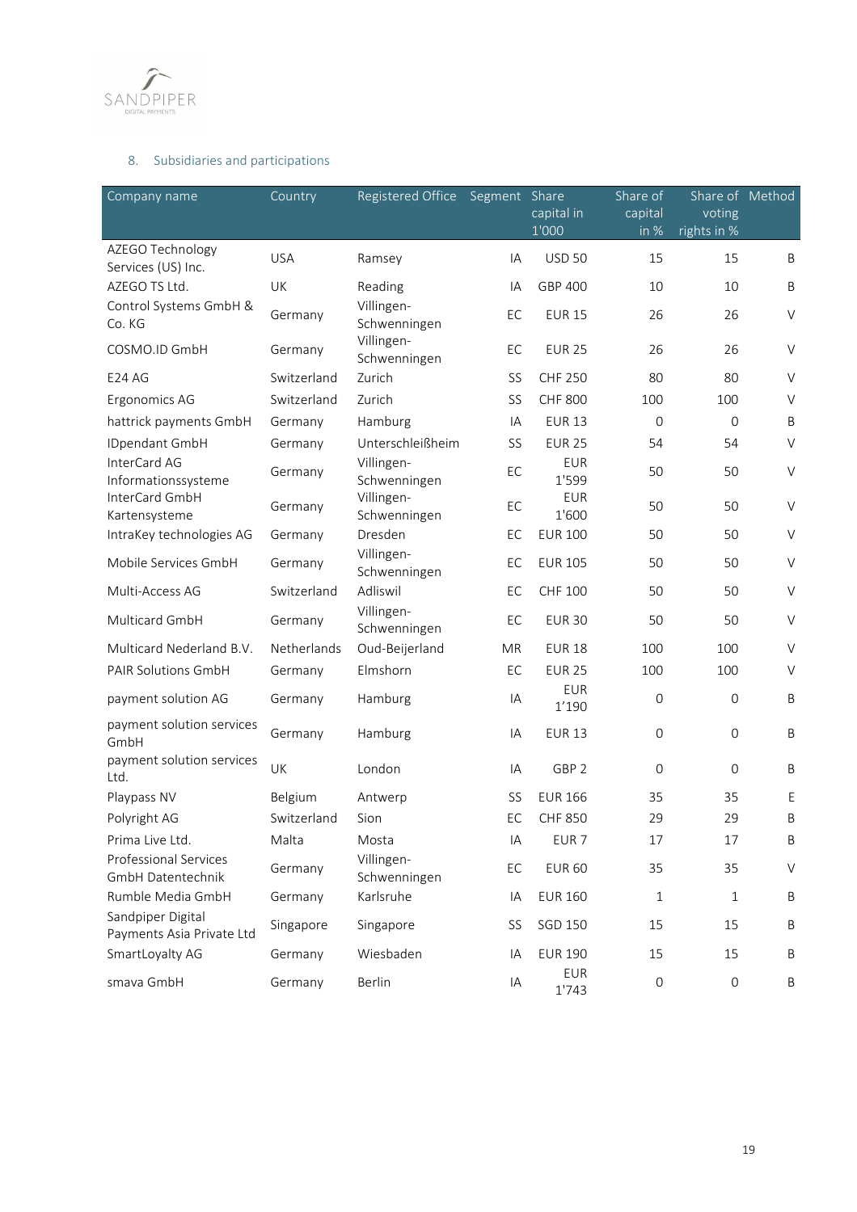## 8. Subsidiaries and participations

| Company name | Country | Registered Office | Segment | Share capital in 1'000 | Share of capital in % | Share of voting rights in % | Method |
|---|---|---|---|---|---|---|---|
| AZEGO Technology Services (US) Inc. | USA | Ramsey | IA | USD 50 | 15 | 15 | B |
| AZEGO TS Ltd. | UK | Reading | IA | GBP 400 | 10 | 10 | B |
| Control Systems GmbH & Co. KG | Germany | Villingen-Schwenningen | EC | EUR 15 | 26 | 26 | V |
| COSMO.ID GmbH | Germany | Villingen-Schwenningen | EC | EUR 25 | 26 | 26 | V |
| E24 AG | Switzerland | Zurich | SS | CHF 250 | 80 | 80 | V |
| Ergonomics AG | Switzerland | Zurich | SS | CHF 800 | 100 | 100 | V |
| hattrick payments GmbH | Germany | Hamburg | IA | EUR 13 | 0 | 0 | B |
| IDpendant GmbH | Germany | Unterschleißheim | SS | EUR 25 | 54 | 54 | V |
| InterCard AG Informationssysteme | Germany | Villingen-Schwenningen | EC | EUR 1'599 | 50 | 50 | V |
| InterCard GmbH Kartensysteme | Germany | Villingen-Schwenningen | EC | EUR 1'600 | 50 | 50 | V |
| IntraKey technologies AG | Germany | Dresden | EC | EUR 100 | 50 | 50 | V |
| Mobile Services GmbH | Germany | Villingen-Schwenningen | EC | EUR 105 | 50 | 50 | V |
| Multi-Access AG | Switzerland | Adliswil | EC | CHF 100 | 50 | 50 | V |
| Multicard GmbH | Germany | Villingen-Schwenningen | EC | EUR 30 | 50 | 50 | V |
| Multicard Nederland B.V. | Netherlands | Oud-Beijerland | MR | EUR 18 | 100 | 100 | V |
| PAIR Solutions GmbH | Germany | Elmshorn | EC | EUR 25 | 100 | 100 | V |
| payment solution AG | Germany | Hamburg | IA | EUR 1'190 | 0 | 0 | B |
| payment solution services GmbH | Germany | Hamburg | IA | EUR 13 | 0 | 0 | B |
| payment solution services Ltd. | UK | London | IA | GBP 2 | 0 | 0 | B |
| Playpass NV | Belgium | Antwerp | SS | EUR 166 | 35 | 35 | E |
| Polyright AG | Switzerland | Sion | EC | CHF 850 | 29 | 29 | B |
| Prima Live Ltd. | Malta | Mosta | IA | EUR 7 | 17 | 17 | B |
| Professional Services GmbH Datentechnik | Germany | Villingen-Schwenningen | EC | EUR 60 | 35 | 35 | V |
| Rumble Media GmbH | Germany | Karlsruhe | IA | EUR 160 | 1 | 1 | B |
| Sandpiper Digital Payments Asia Private Ltd | Singapore | Singapore | SS | SGD 150 | 15 | 15 | B |
| SmartLoyalty AG | Germany | Wiesbaden | IA | EUR 190 | 15 | 15 | B |
| smava GmbH | Germany | Berlin | IA | EUR 1'743 | 0 | 0 | B |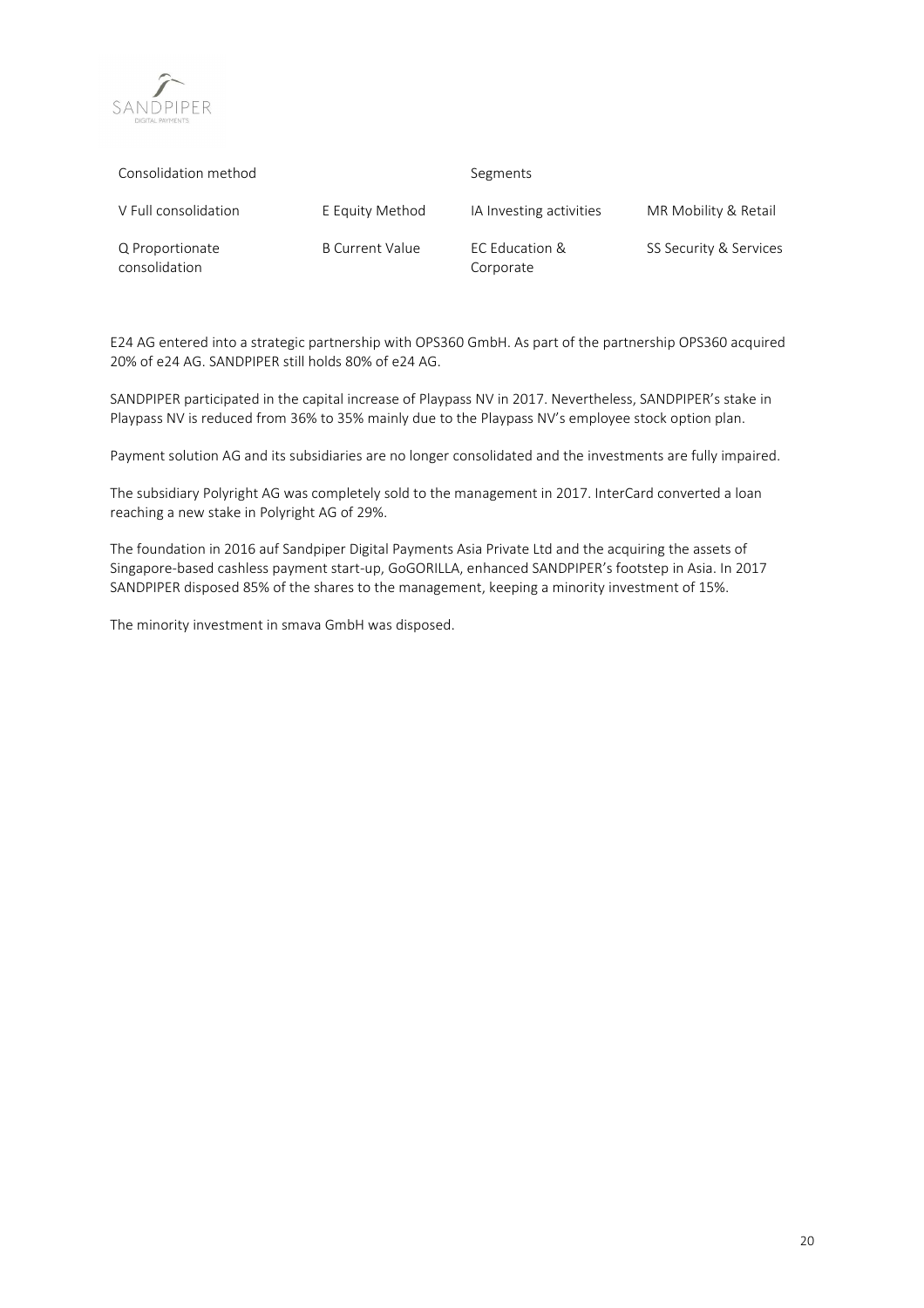| Consolidation method | | Segments | |
|---|---|---|---|
| V Full consolidation | E Equity Method | IA Investing activities | MR Mobility & Retail |
| Q Proportionate consolidation | B Current Value | EC Education & Corporate | SS Security & Services |

E24 AG entered into a strategic partnership with OPS360 GmbH. As part of the partnership OPS360 acquired 20% of e24 AG. SANDPIPER still holds 80% of e24 AG.

SANDPIPER participated in the capital increase of Playpass NV in 2017. Nevertheless, SANDPIPER's stake in Playpass NV is reduced from 36% to 35% mainly due to the Playpass NV's employee stock option plan.

Payment solution AG and its subsidiaries are no longer consolidated and the investments are fully impaired.

The subsidiary Polyright AG was completely sold to the management in 2017. InterCard converted a loan reaching a new stake in Polyright AG of 29%.

The foundation in 2016 auf Sandpiper Digital Payments Asia Private Ltd and the acquiring the assets of Singapore-based cashless payment start-up, GoGORILLA, enhanced SANDPIPER's footstep in Asia. In 2017 SANDPIPER disposed 85% of the shares to the management, keeping a minority investment of 15%.

The minority investment in smava GmbH was disposed.